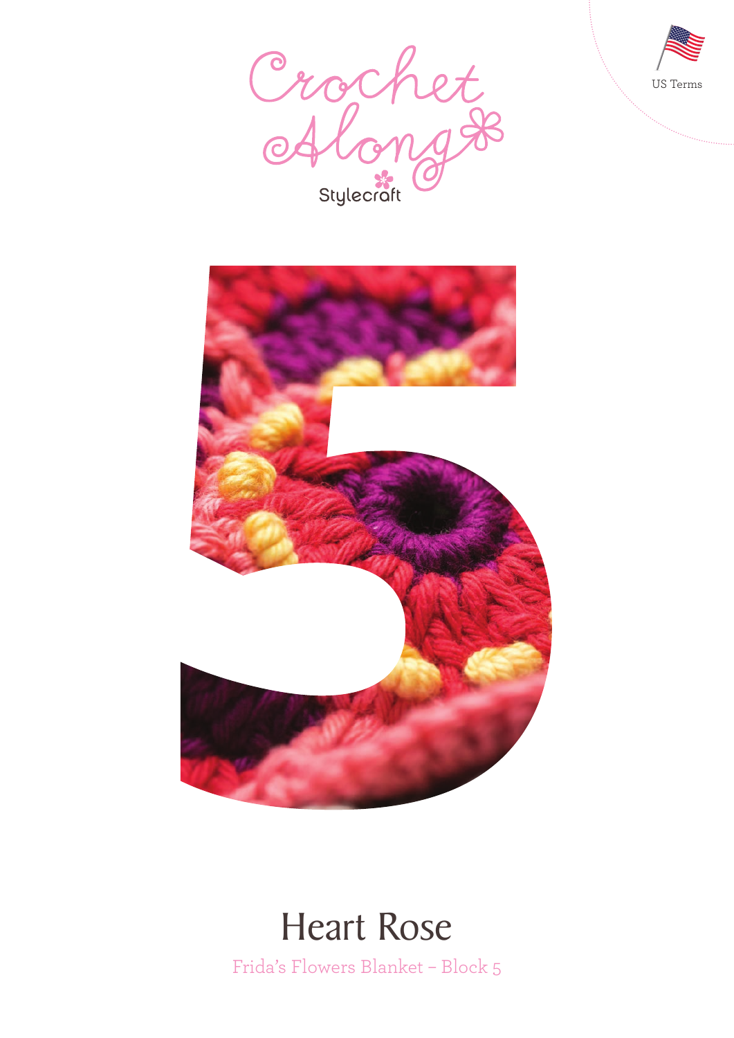Crochet Along

Stylecraft

US Terms

5

# Heart Rose

Frida's Flowers Blanket – Block 5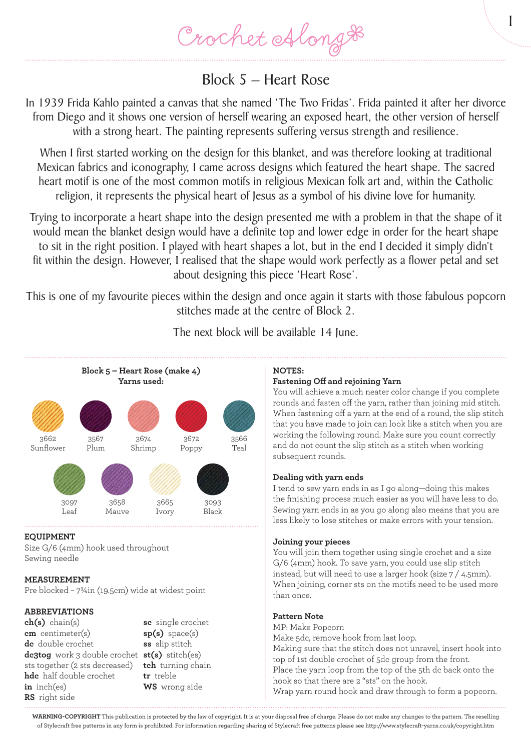# Block 5 – Heart Rose

In 1939 Frida Kahlo painted a canvas that she named 'The Two Fridas'. Frida painted it after her divorce from Diego and it shows one version of herself wearing an exposed heart, the other version of herself with a strong heart. The painting represents suffering versus strength and resilience.

When I first started working on the design for this blanket, and was therefore looking at traditional Mexican fabrics and iconography, I came across designs which featured the heart shape. The sacred heart motif is one of the most common motifs in religious Mexican folk art and, within the Catholic religion, it represents the physical heart of Jesus as a symbol of his divine love for humanity.

Trying to incorporate a heart shape into the design presented me with a problem in that the shape of it would mean the blanket design would have a definite top and lower edge in order for the heart shape to sit in the right position. I played with heart shapes a lot, but in the end I decided it simply didn't fit within the design. However, I realised that the shape would work perfectly as a flower petal and set about designing this piece 'Heart Rose'.

This is one of my favourite pieces within the design and once again it starts with those fabulous popcorn stitches made at the centre of Block 2.

The next block will be available 14 June.

**Block 5 – Heart Rose (make 4)**
**Yarns used:**

3662 Sunflower
3567 Plum
3674 Shrimp
3672 Poppy
3566 Teal
3097 Leaf
3658 Mauve
3665 Ivory
3093 Black

**EQUIPMENT**
Size G/6 (4mm) hook used throughout
Sewing needle

**MEASUREMENT**
Pre blocked – 7¾in (19.5cm) wide at widest point

**ABBREVIATIONS**
**ch(s)** chain(s)
**cm** centimeter(s)
**dc** double crochet
**dc3tog** work 3 double crochet sts together (2 sts decreased)
**hdc** half double crochet
**in** inch(es)
**RS** right side
**sc** single crochet
**sp(s)** space(s)
**ss** slip stitch
**st(s)** stitch(es)
**tch** turning chain
**tr** treble
**WS** wrong side

**NOTES:**

**Fastening Off and rejoining Yarn**
You will achieve a much neater color change if you complete rounds and fasten off the yarn, rather than joining mid stitch. When fastening off a yarn at the end of a round, the slip stitch that you have made to join can look like a stitch when you are working the following round. Make sure you count correctly and do not count the slip stitch as a stitch when working subsequent rounds.

**Dealing with yarn ends**
I tend to sew yarn ends in as I go along—doing this makes the finishing process much easier as you will have less to do. Sewing yarn ends in as you go along also means that you are less likely to lose stitches or make errors with your tension.

**Joining your pieces**
You will join them together using single crochet and a size G/6 (4mm) hook. To save yarn, you could use slip stitch instead, but will need to use a larger hook (size 7 / 4.5mm). When joining, corner sts on the motifs need to be used more than once.

**Pattern Note**
MP: Make Popcorn
Make 5dc, remove hook from last loop.
Making sure that the stitch does not unravel, insert hook into top of 1st double crochet of 5dc group from the front.
Place the yarn loop from the top of the 5th dc back onto the hook so that there are 2 "sts" on the hook.
Wrap yarn round hook and draw through to form a popcorn.

**WARNING-COPYRIGHT** This publication is protected by the law of copyright. It is at your disposal free of charge. Please do not make any changes to the pattern. The reselling of Stylecraft free patterns in any form is prohibited. For information regarding sharing of Stylecraft free patterns please see http://www.stylecraft-yarns.co.uk/copyright.htm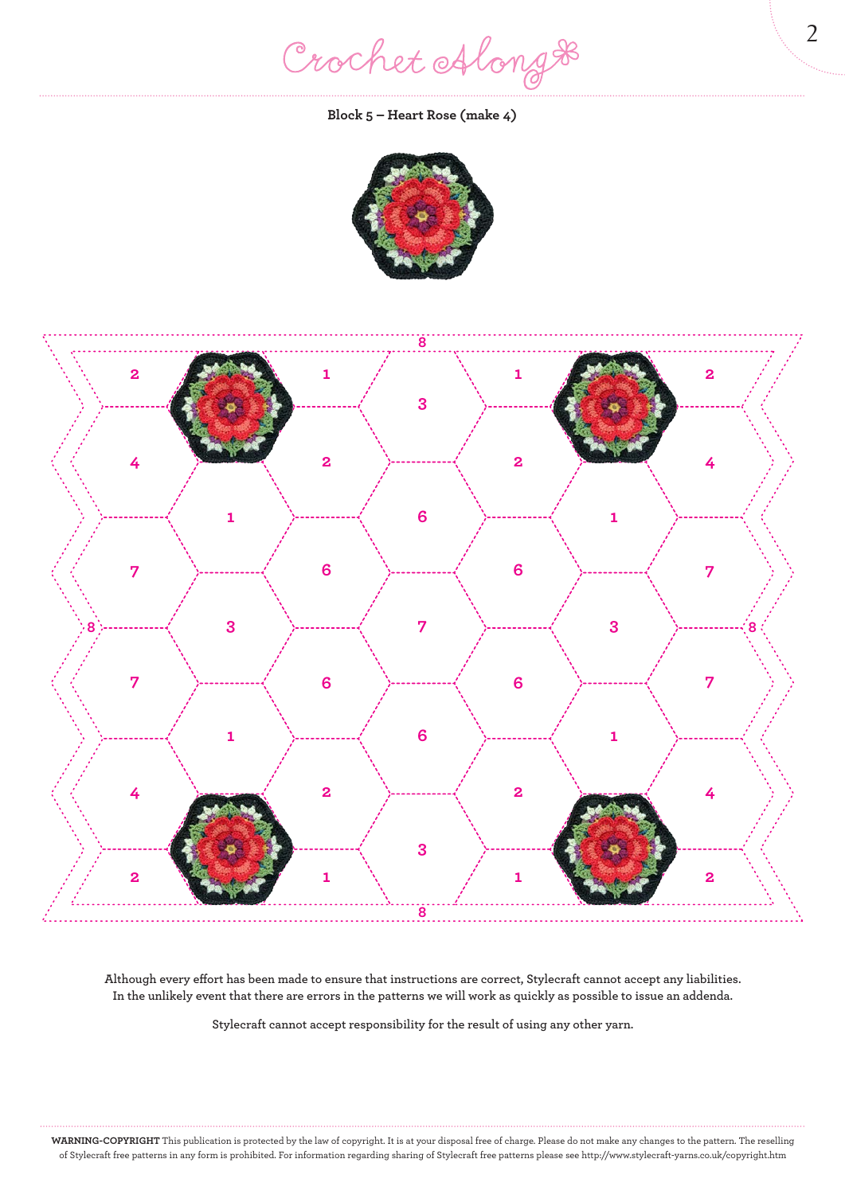**Block 5 – Heart Rose (make 4)**

Although every effort has been made to ensure that instructions are correct, Stylecraft cannot accept any liabilities. In the unlikely event that there are errors in the patterns we will work as quickly as possible to issue an addenda.

Stylecraft cannot accept responsibility for the result of using any other yarn.

**WARNING-COPYRIGHT** This publication is protected by the law of copyright. It is at your disposal free of charge. Please do not make any changes to the pattern. The reselling of Stylecraft free patterns in any form is prohibited. For information regarding sharing of Stylecraft free patterns please see http://www.stylecraft-yarns.co.uk/copyright.htm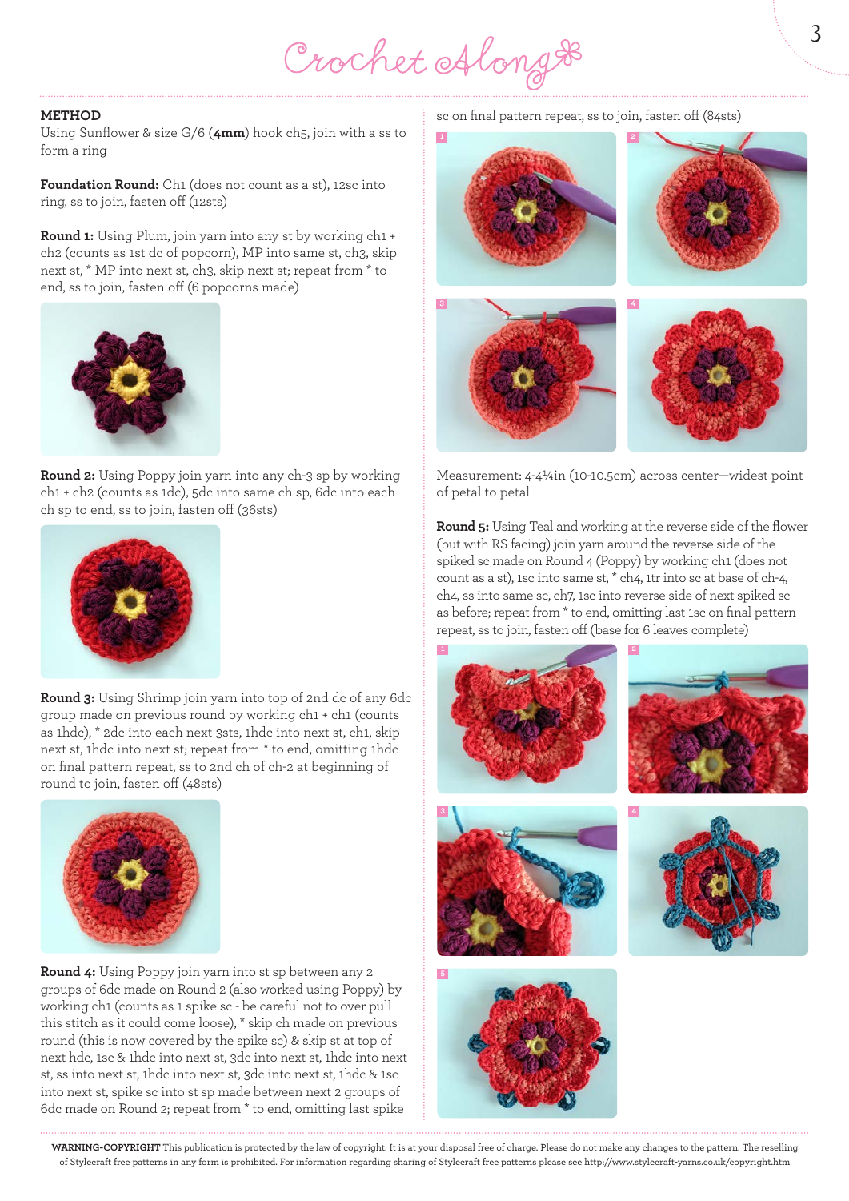## METHOD

Using Sunflower & size G/6 (**4mm**) hook ch5, join with a ss to form a ring

**Foundation Round:** Ch1 (does not count as a st), 12sc into ring, ss to join, fasten off (12sts)

**Round 1:** Using Plum, join yarn into any st by working ch1 + ch2 (counts as 1st dc of popcorn), MP into same st, ch3, skip next st, * MP into next st, ch3, skip next st; repeat from * to end, ss to join, fasten off (6 popcorns made)

**Round 2:** Using Poppy join yarn into any ch-3 sp by working ch1 + ch2 (counts as 1dc), 5dc into same ch sp, 6dc into each ch sp to end, ss to join, fasten off (36sts)

**Round 3:** Using Shrimp join yarn into top of 2nd dc of any 6dc group made on previous round by working ch1 + ch1 (counts as 1hdc), * 2dc into each next 3sts, 1hdc into next st, ch1, skip next st, 1hdc into next st; repeat from * to end, omitting 1hdc on final pattern repeat, ss to 2nd ch of ch-2 at beginning of round to join, fasten off (48sts)

**Round 4:** Using Poppy join yarn into st sp between any 2 groups of 6dc made on Round 2 (also worked using Poppy) by working ch1 (counts as 1 spike sc - be careful not to over pull this stitch as it could come loose), * skip ch made on previous round (this is now covered by the spike sc) & skip st at top of next hdc, 1sc & 1hdc into next st, 3dc into next st, 1hdc into next st, ss into next st, 1hdc into next st, 3dc into next st, 1hdc & 1sc into next st, spike sc into st sp made between next 2 groups of 6dc made on Round 2; repeat from * to end, omitting last spike sc on final pattern repeat, ss to join, fasten off (84sts)

Measurement: 4-4¼in (10-10.5cm) across center—widest point of petal to petal

**Round 5:** Using Teal and working at the reverse side of the flower (but with RS facing) join yarn around the reverse side of the spiked sc made on Round 4 (Poppy) by working ch1 (does not count as a st), 1sc into same st, * ch4, 1tr into sc at base of ch-4, ch4, ss into same sc, ch7, 1sc into reverse side of next spiked sc as before; repeat from * to end, omitting last 1sc on final pattern repeat, ss to join, fasten off (base for 6 leaves complete)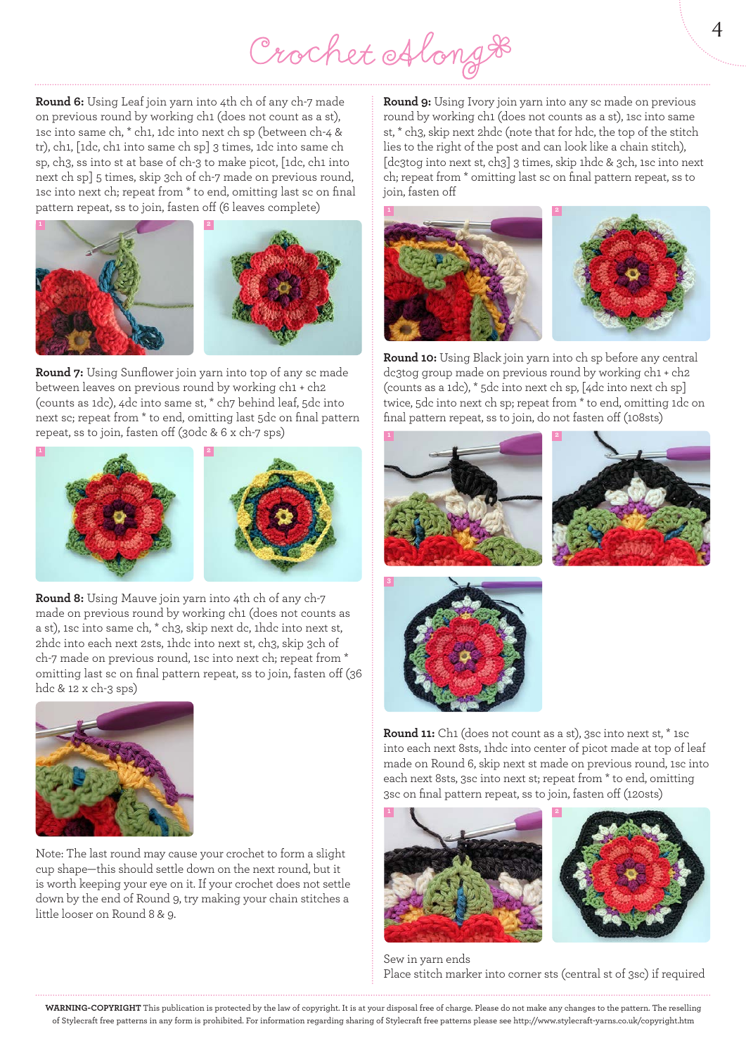**Round 6:** Using Leaf join yarn into 4th ch of any ch-7 made on previous round by working ch1 (does not count as a st), 1sc into same ch, * ch1, 1dc into next ch sp (between ch-4 & tr), ch1, [1dc, ch1 into same ch sp] 3 times, 1dc into same ch sp, ch3, ss into st at base of ch-3 to make picot, [1dc, ch1 into next ch sp] 5 times, skip 3ch of ch-7 made on previous round, 1sc into next ch; repeat from * to end, omitting last sc on final pattern repeat, ss to join, fasten off (6 leaves complete)

**Round 7:** Using Sunflower join yarn into top of any sc made between leaves on previous round by working ch1 + ch2 (counts as 1dc), 4dc into same st, * ch7 behind leaf, 5dc into next sc; repeat from * to end, omitting last 5dc on final pattern repeat, ss to join, fasten off (30dc & 6 x ch-7 sps)

**Round 8:** Using Mauve join yarn into 4th ch of any ch-7 made on previous round by working ch1 (does not counts as a st), 1sc into same ch, * ch3, skip next dc, 1hdc into next st, 2hdc into each next 2sts, 1hdc into next st, ch3, skip 3ch of ch-7 made on previous round, 1sc into next ch; repeat from * omitting last sc on final pattern repeat, ss to join, fasten off (36 hdc & 12 x ch-3 sps)

Note: The last round may cause your crochet to form a slight cup shape—this should settle down on the next round, but it is worth keeping your eye on it. If your crochet does not settle down by the end of Round 9, try making your chain stitches a little looser on Round 8 & 9.

**Round 9:** Using Ivory join yarn into any sc made on previous round by working ch1 (does not counts as a st), 1sc into same st, * ch3, skip next 2hdc (note that for hdc, the top of the stitch lies to the right of the post and can look like a chain stitch), [dc3tog into next st, ch3] 3 times, skip 1hdc & 3ch, 1sc into next ch; repeat from * omitting last sc on final pattern repeat, ss to join, fasten off

**Round 10:** Using Black join yarn into ch sp before any central dc3tog group made on previous round by working ch1 + ch2 (counts as 1dc), * 5dc into next ch sp, [4dc into next ch sp] twice, 5dc into next ch sp; repeat from * to end, omitting 1dc on final pattern repeat, ss to join, do not fasten off (108sts)

**Round 11:** Ch1 (does not count as a st), 3sc into next st, * 1sc into each next 8sts, 1hdc into center of picot made at top of leaf made on Round 6, skip next st made on previous round, 1sc into each next 8sts, 3sc into next st; repeat from * to end, omitting 3sc on final pattern repeat, ss to join, fasten off (120sts)

Sew in yarn ends
Place stitch marker into corner sts (central st of 3sc) if required

**WARNING-COPYRIGHT** This publication is protected by the law of copyright. It is at your disposal free of charge. Please do not make any changes to the pattern. The reselling of Stylecraft free patterns in any form is prohibited. For information regarding sharing of Stylecraft free patterns please see http://www.stylecraft-yarns.co.uk/copyright.htm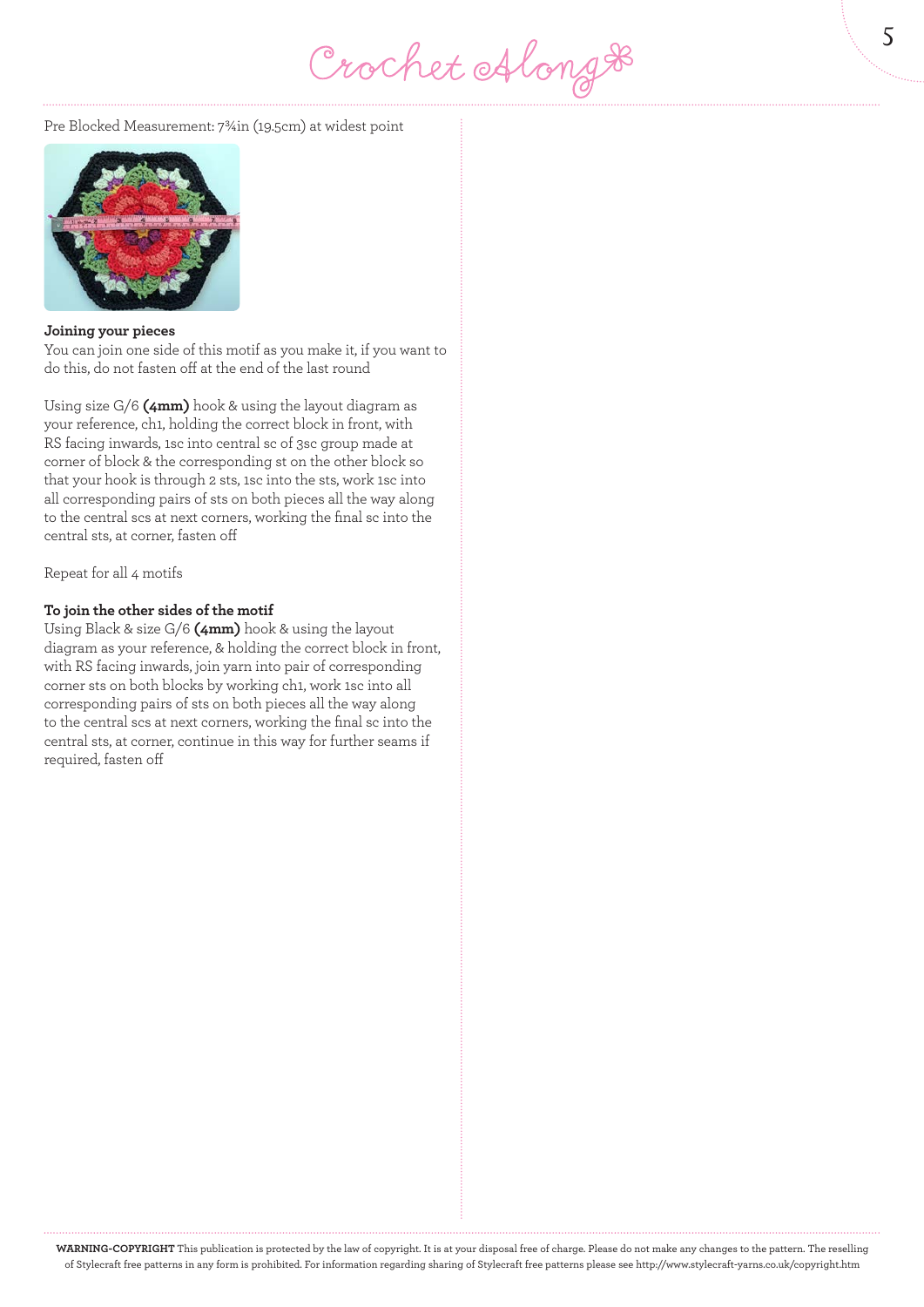Pre Blocked Measurement: 7¾in (19.5cm) at widest point

**Joining your pieces**

You can join one side of this motif as you make it, if you want to do this, do not fasten off at the end of the last round

Using size G/6 **(4mm)** hook & using the layout diagram as your reference, ch1, holding the correct block in front, with RS facing inwards, 1sc into central sc of 3sc group made at corner of block & the corresponding st on the other block so that your hook is through 2 sts, 1sc into the sts, work 1sc into all corresponding pairs of sts on both pieces all the way along to the central scs at next corners, working the final sc into the central sts, at corner, fasten off

Repeat for all 4 motifs

**To join the other sides of the motif**

Using Black & size G/6 **(4mm)** hook & using the layout diagram as your reference, & holding the correct block in front, with RS facing inwards, join yarn into pair of corresponding corner sts on both blocks by working ch1, work 1sc into all corresponding pairs of sts on both pieces all the way along to the central scs at next corners, working the final sc into the central sts, at corner, continue in this way for further seams if required, fasten off

**WARNING-COPYRIGHT** This publication is protected by the law of copyright. It is at your disposal free of charge. Please do not make any changes to the pattern. The reselling of Stylecraft free patterns in any form is prohibited. For information regarding sharing of Stylecraft free patterns please see http://www.stylecraft-yarns.co.uk/copyright.htm